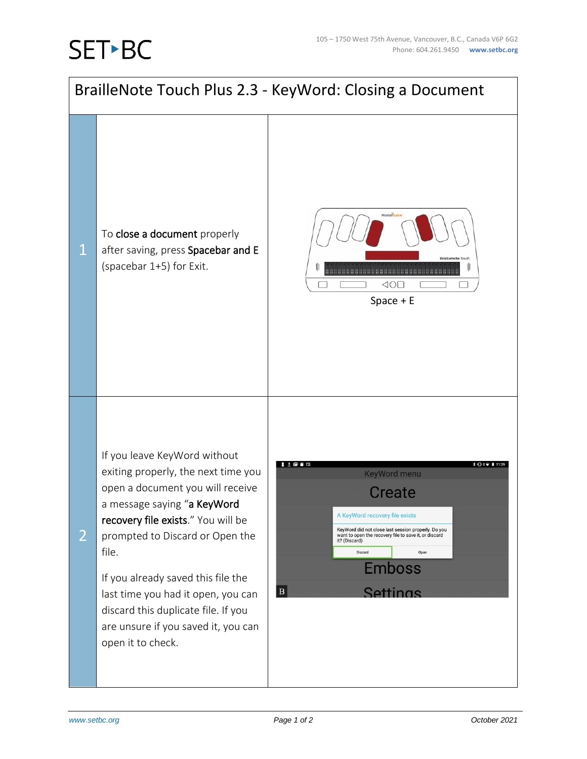# BrailleNote Touch Plus 2.3 - KeyWord: Closing a Document

| Step | Instructions | Illustration |
|---|---|---|
| 1 | To **close a document** properly after saving, press **Spacebar and E** (spacebar 1+5) for Exit. | Space + E |
| 2 | If you leave KeyWord without exiting properly, the next time you open a document you will receive a message saying "**a KeyWord recovery file exists**." You will be prompted to Discard or Open the file. If you already saved this file the last time you had it open, you can discard this duplicate file. If you are unsure if you saved it, you can open it to check. | |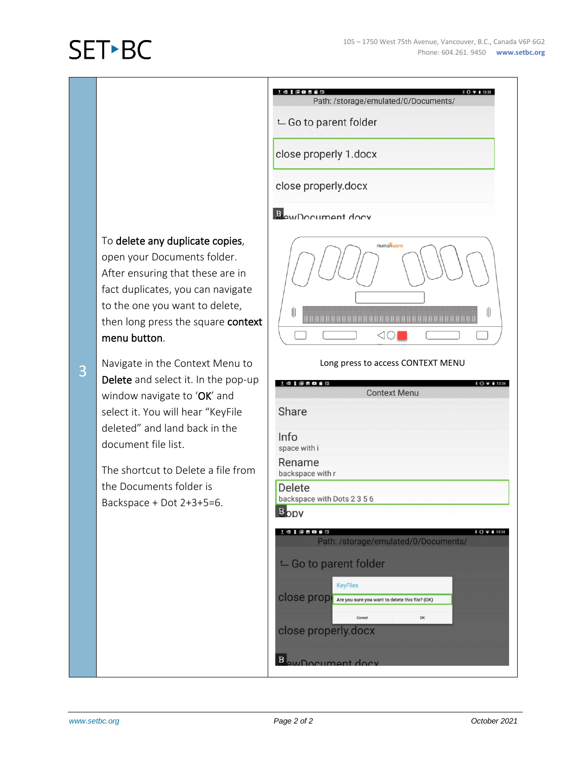| | | |
|---|---|---|
| 3 | To **delete any duplicate copies**, open your Documents folder. After ensuring that these are in fact duplicates, you can navigate to the one you want to delete, then long press the square **context menu button**.<br><br>Navigate in the Context Menu to **Delete** and select it. In the pop-up window navigate to '**OK**' and select it. You will hear "KeyFile deleted" and land back in the document file list.<br><br>The shortcut to Delete a file from the Documents folder is Backspace + Dot 2+3+5=6. | Long press to access CONTEXT MENU |